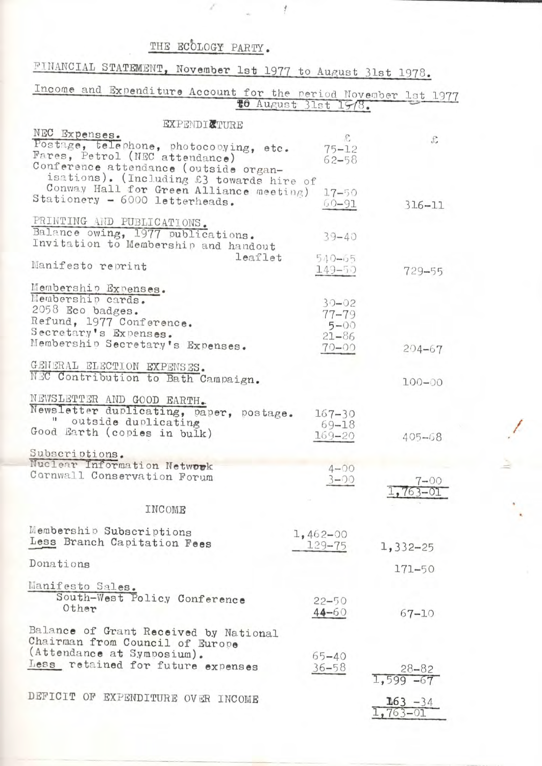# THE ECOLOGY PARTY.

## FINANCIAL STATEMENT, November 1st 1977 to August 31st 1978.

### Income and Expenditure Account for the period November 1st 1977 to August 31st 1978.

EXPENDITURE

| | £ | £ |
|---|---|---|
| **NEC Expenses.** | | |
| Postage, telephone, photocopying, etc. | 75-12 | |
| Fares, Petrol (NEC attendance) | 62-58 | |
| Conference attendance (outside organisations). (Including £3 towards hire of Conway Hall for Green Alliance meeting) | 17-50 | |
| Stationery - 6000 letterheads. | 60-91 | 316-11 |
| **PRINTING AND PUBLICATIONS.** | | |
| Balance owing, 1977 publications. | 39-40 | |
| Invitation to Membership and handout leaflet | 540-65 | |
| Manifesto reprint | 149-50 | 729-55 |
| **Membership Expenses.** | | |
| Membership cards. | 30-02 | |
| 2058 Eco badges. | 77-79 | |
| Refund, 1977 Conference. | 5-00 | |
| Secretary's Expenses. | 21-86 | |
| Membership Secretary's Expenses. | 70-00 | 204-67 |
| **GENERAL ELECTION EXPENSES.** | | |
| NEC Contribution to Bath Campaign. | | 100-00 |
| **NEWSLETTER AND GOOD EARTH.** | | |
| Newsletter duplicating, paper, postage. | 167-30 | |
| " outside duplicating | 69-18 | |
| Good Earth (copies in bulk) | 169-20 | 405-68 |
| **Subscriptions.** | | |
| Nuclear Information Network | 4-00 | |
| Cornwall Conservation Forum | 3-00 | 7-00 |
| | | 1,763-01 |

INCOME

| | £ | £ |
|---|---|---|
| Membership Subscriptions | 1,462-00 | |
| Less Branch Capitation Fees | 129-75 | 1,332-25 |
| Donations | | 171-50 |
| **Manifesto Sales.** | | |
| South-West Policy Conference | 22-50 | |
| Other | 44-60 | 67-10 |
| Balance of Grant Received by National Chairman from Council of Europe (Attendance at Symposium). | 65-40 | |
| Less retained for future expenses | 36-58 | 28-82 |
| | | 1,599 -67 |
| DEFICIT OF EXPENDITURE OVER INCOME | | 163 -34 |
| | | 1,763-01 |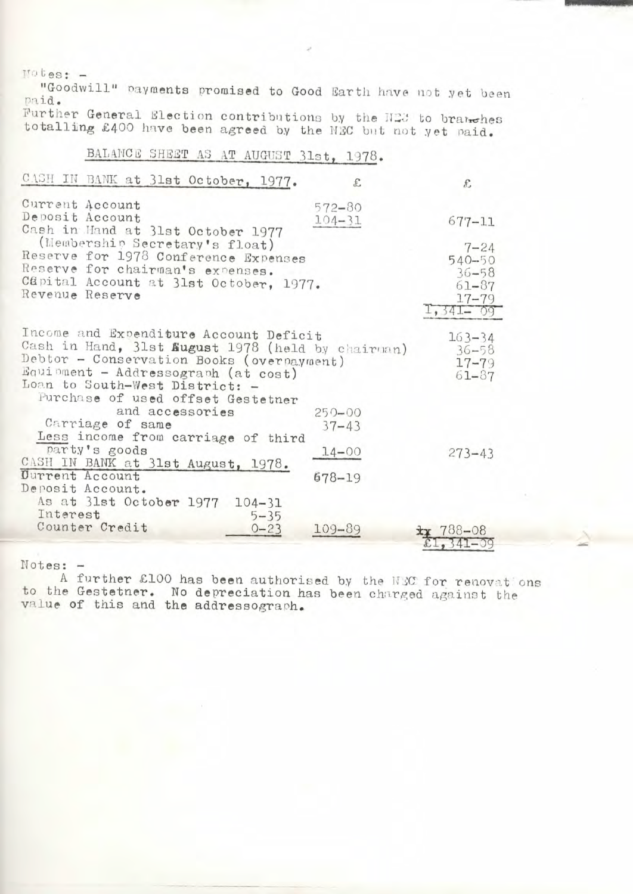Notes: -

"Goodwill" payments promised to Good Earth have not yet been paid.

Further General Election contributions by the NEC to branches totalling £400 have been agreed by the NEC but not yet paid.

## BALANCE SHEET AS AT AUGUST 31st, 1978.

| | | | |
|---|---|---|---|
| CASH IN BANK at 31st October, 1977. | | £ | £ |
| Current Account | | 572-80 | |
| Deposit Account | | 104-31 | 677-11 |
| Cash in Hand at 31st October 1977 (Membership Secretary's float) | | | 7-24 |
| Reserve for 1978 Conference Expenses | | | 540-50 |
| Reserve for chairman's expenses. | | | 36-58 |
| Capital Account at 31st October, 1977. | | | 61-87 |
| Revenue Reserve | | | 17-79 |
| | | | 1,341-09 |
| Income and Expenditure Account Deficit | | | 163-34 |
| Cash in Hand, 31st August 1978 (held by chairman) | | | 36-58 |
| Debtor - Conservation Books (overpayment) | | | 17-79 |
| Equipment - Addressograph (at cost) | | | 61-87 |
| Loan to South-West District: - | | | |
| Purchase of used offset Gestetner and accessories | | 250-00 | |
| Carriage of same | | 37-43 | |
| Less income from carriage of third party's goods | | 14-00 | 273-43 |
| CASH IN BANK at 31st August, 1978. | | | |
| Current Account | | 678-19 | |
| Deposit Account. | | | |
| As at 31st October 1977 | 104-31 | | |
| Interest | 5-35 | | |
| Counter Credit | 0-23 | 109-89 | 788-08 |
| | | | £1,341-09 |

Notes: -

A further £100 has been authorised by the NEC for renovations to the Gestetner. No depreciation has been charged against the value of this and the addressograph.